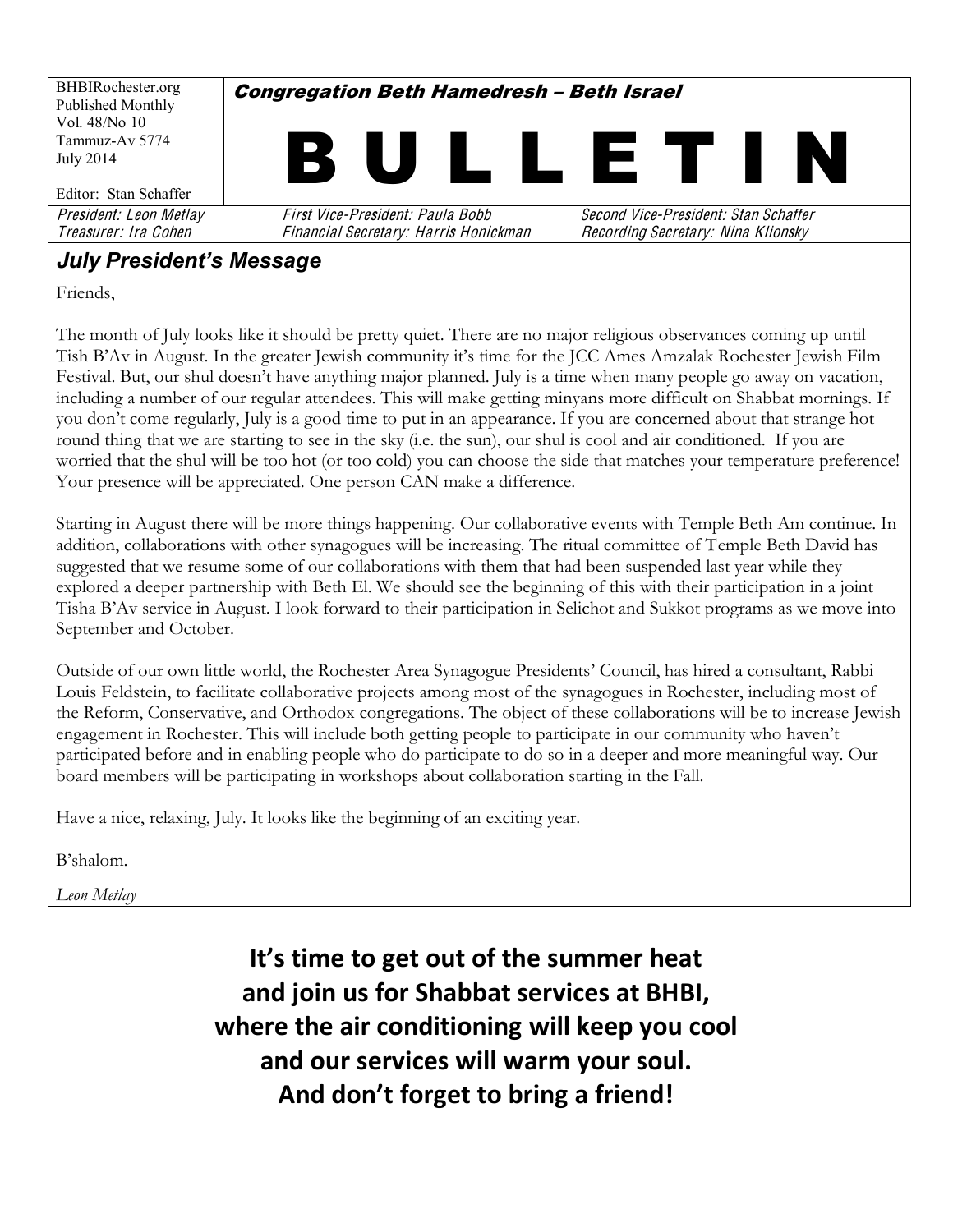BHBIRochester.org
Published Monthly
Vol. 48/No 10
Tammuz-Av 5774
July 2014

Editor: Stan Schaffer

***Congregation Beth Hamedresh – Beth Israel***

# BULLETIN

*President: Leon Metlay* | *First Vice-President: Paula Bobb* | *Second Vice-President: Stan Schaffer*
*Treasurer: Ira Cohen* | *Financial Secretary: Harris Honickman* | *Recording Secretary: Nina Kliionsky*

## *July President's Message*

Friends,

The month of July looks like it should be pretty quiet. There are no major religious observances coming up until Tish B'Av in August. In the greater Jewish community it's time for the JCC Ames Amzalak Rochester Jewish Film Festival. But, our shul doesn't have anything major planned. July is a time when many people go away on vacation, including a number of our regular attendees. This will make getting minyans more difficult on Shabbat mornings. If you don't come regularly, July is a good time to put in an appearance. If you are concerned about that strange hot round thing that we are starting to see in the sky (i.e. the sun), our shul is cool and air conditioned. If you are worried that the shul will be too hot (or too cold) you can choose the side that matches your temperature preference! Your presence will be appreciated. One person CAN make a difference.

Starting in August there will be more things happening. Our collaborative events with Temple Beth Am continue. In addition, collaborations with other synagogues will be increasing. The ritual committee of Temple Beth David has suggested that we resume some of our collaborations with them that had been suspended last year while they explored a deeper partnership with Beth El. We should see the beginning of this with their participation in a joint Tisha B'Av service in August. I look forward to their participation in Selichot and Sukkot programs as we move into September and October.

Outside of our own little world, the Rochester Area Synagogue Presidents' Council, has hired a consultant, Rabbi Louis Feldstein, to facilitate collaborative projects among most of the synagogues in Rochester, including most of the Reform, Conservative, and Orthodox congregations. The object of these collaborations will be to increase Jewish engagement in Rochester. This will include both getting people to participate in our community who haven't participated before and in enabling people who do participate to do so in a deeper and more meaningful way. Our board members will be participating in workshops about collaboration starting in the Fall.

Have a nice, relaxing, July. It looks like the beginning of an exciting year.

B'shalom.

*Leon Metlay*

**It's time to get out of the summer heat**
**and join us for Shabbat services at BHBI,**
**where the air conditioning will keep you cool**
**and our services will warm your soul.**
**And don't forget to bring a friend!**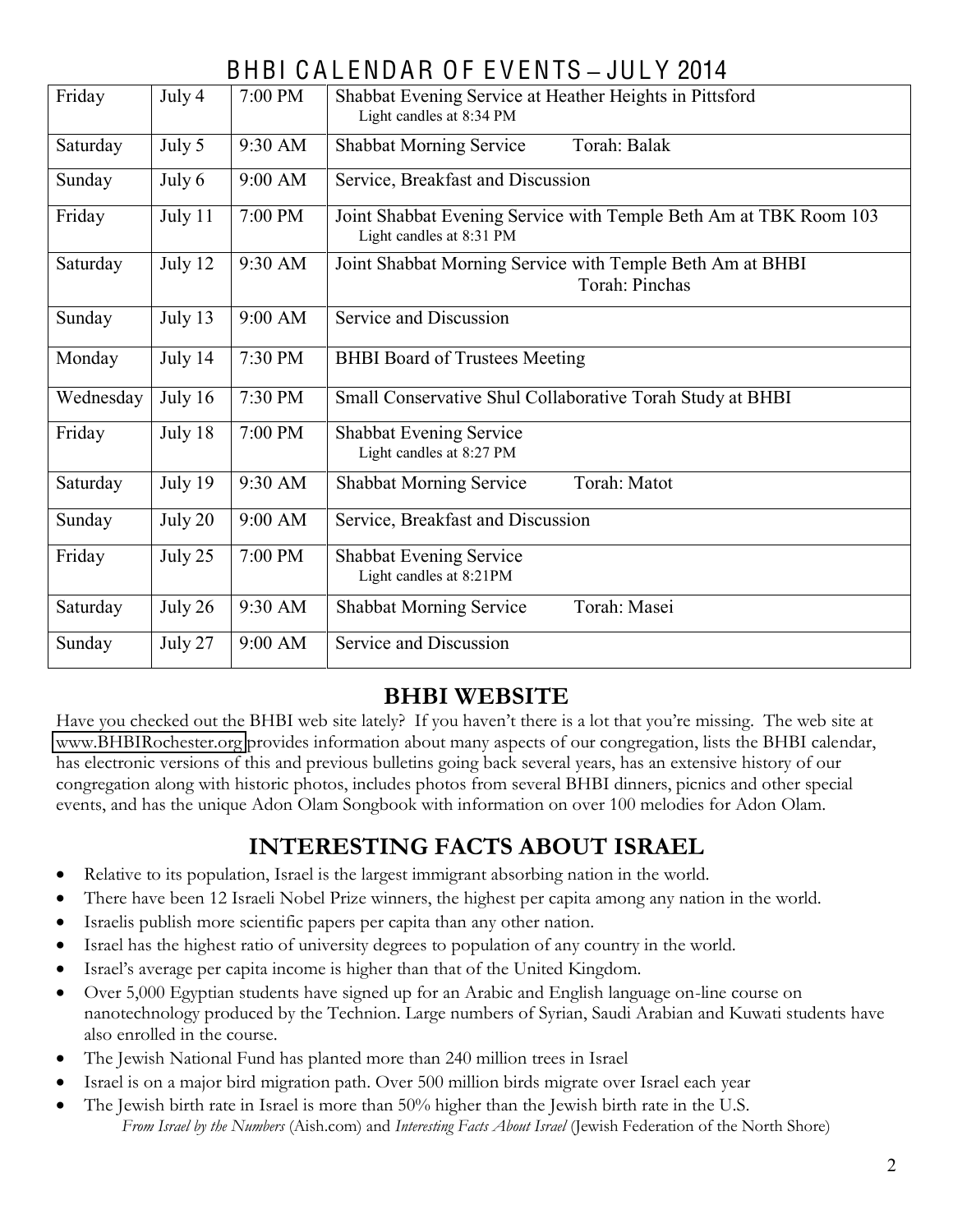# BHBI CALENDAR OF EVENTS – JULY 2014

| | | | |
|---|---|---|---|
| Friday | July 4 | 7:00 PM | Shabbat Evening Service at Heather Heights in Pittsford<br>Light candles at 8:34 PM |
| Saturday | July 5 | 9:30 AM | Shabbat Morning Service    Torah: Balak |
| Sunday | July 6 | 9:00 AM | Service, Breakfast and Discussion |
| Friday | July 11 | 7:00 PM | Joint Shabbat Evening Service with Temple Beth Am at TBK Room 103<br>Light candles at 8:31 PM |
| Saturday | July 12 | 9:30 AM | Joint Shabbat Morning Service with Temple Beth Am at BHBI<br>Torah: Pinchas |
| Sunday | July 13 | 9:00 AM | Service and Discussion |
| Monday | July 14 | 7:30 PM | BHBI Board of Trustees Meeting |
| Wednesday | July 16 | 7:30 PM | Small Conservative Shul Collaborative Torah Study at BHBI |
| Friday | July 18 | 7:00 PM | Shabbat Evening Service<br>Light candles at 8:27 PM |
| Saturday | July 19 | 9:30 AM | Shabbat Morning Service    Torah: Matot |
| Sunday | July 20 | 9:00 AM | Service, Breakfast and Discussion |
| Friday | July 25 | 7:00 PM | Shabbat Evening Service<br>Light candles at 8:21PM |
| Saturday | July 26 | 9:30 AM | Shabbat Morning Service    Torah: Masei |
| Sunday | July 27 | 9:00 AM | Service and Discussion |

## BHBI WEBSITE

Have you checked out the BHBI web site lately? If you haven't there is a lot that you're missing. The web site at www.BHBIRochester.org provides information about many aspects of our congregation, lists the BHBI calendar, has electronic versions of this and previous bulletins going back several years, has an extensive history of our congregation along with historic photos, includes photos from several BHBI dinners, picnics and other special events, and has the unique Adon Olam Songbook with information on over 100 melodies for Adon Olam.

## INTERESTING FACTS ABOUT ISRAEL

- Relative to its population, Israel is the largest immigrant absorbing nation in the world.
- There have been 12 Israeli Nobel Prize winners, the highest per capita among any nation in the world.
- Israelis publish more scientific papers per capita than any other nation.
- Israel has the highest ratio of university degrees to population of any country in the world.
- Israel's average per capita income is higher than that of the United Kingdom.
- Over 5,000 Egyptian students have signed up for an Arabic and English language on-line course on nanotechnology produced by the Technion. Large numbers of Syrian, Saudi Arabian and Kuwati students have also enrolled in the course.
- The Jewish National Fund has planted more than 240 million trees in Israel
- Israel is on a major bird migration path. Over 500 million birds migrate over Israel each year
- The Jewish birth rate in Israel is more than 50% higher than the Jewish birth rate in the U.S.

*From Israel by the Numbers* (Aish.com) and *Interesting Facts About Israel* (Jewish Federation of the North Shore)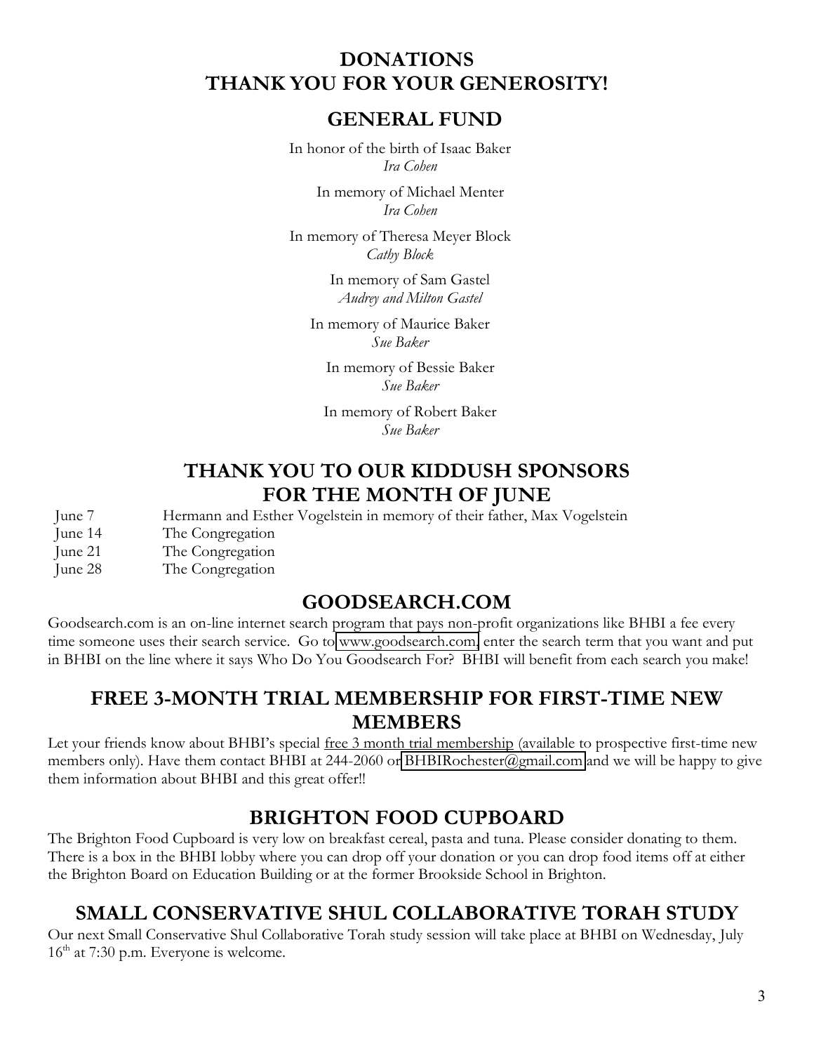## DONATIONS
## THANK YOU FOR YOUR GENEROSITY!

### GENERAL FUND

In honor of the birth of Isaac Baker
*Ira Cohen*

In memory of Michael Menter
*Ira Cohen*

In memory of Theresa Meyer Block
*Cathy Block*

In memory of Sam Gastel
*Audrey and Milton Gastel*

In memory of Maurice Baker
*Sue Baker*

In memory of Bessie Baker
*Sue Baker*

In memory of Robert Baker
*Sue Baker*

## THANK YOU TO OUR KIDDUSH SPONSORS FOR THE MONTH OF JUNE

| | |
|---|---|
| June 7 | Hermann and Esther Vogelstein in memory of their father, Max Vogelstein |
| June 14 | The Congregation |
| June 21 | The Congregation |
| June 28 | The Congregation |

## GOODSEARCH.COM

Goodsearch.com is an on-line internet search program that pays non-profit organizations like BHBI a fee every time someone uses their search service. Go to www.goodsearch.com, enter the search term that you want and put in BHBI on the line where it says Who Do You Goodsearch For? BHBI will benefit from each search you make!

## FREE 3-MONTH TRIAL MEMBERSHIP FOR FIRST-TIME NEW MEMBERS

Let your friends know about BHBI's special free 3 month trial membership (available to prospective first-time new members only). Have them contact BHBI at 244-2060 or BHBIRochester@gmail.com and we will be happy to give them information about BHBI and this great offer!!

## BRIGHTON FOOD CUPBOARD

The Brighton Food Cupboard is very low on breakfast cereal, pasta and tuna. Please consider donating to them. There is a box in the BHBI lobby where you can drop off your donation or you can drop food items off at either the Brighton Board on Education Building or at the former Brookside School in Brighton.

## SMALL CONSERVATIVE SHUL COLLABORATIVE TORAH STUDY

Our next Small Conservative Shul Collaborative Torah study session will take place at BHBI on Wednesday, July 16th at 7:30 p.m. Everyone is welcome.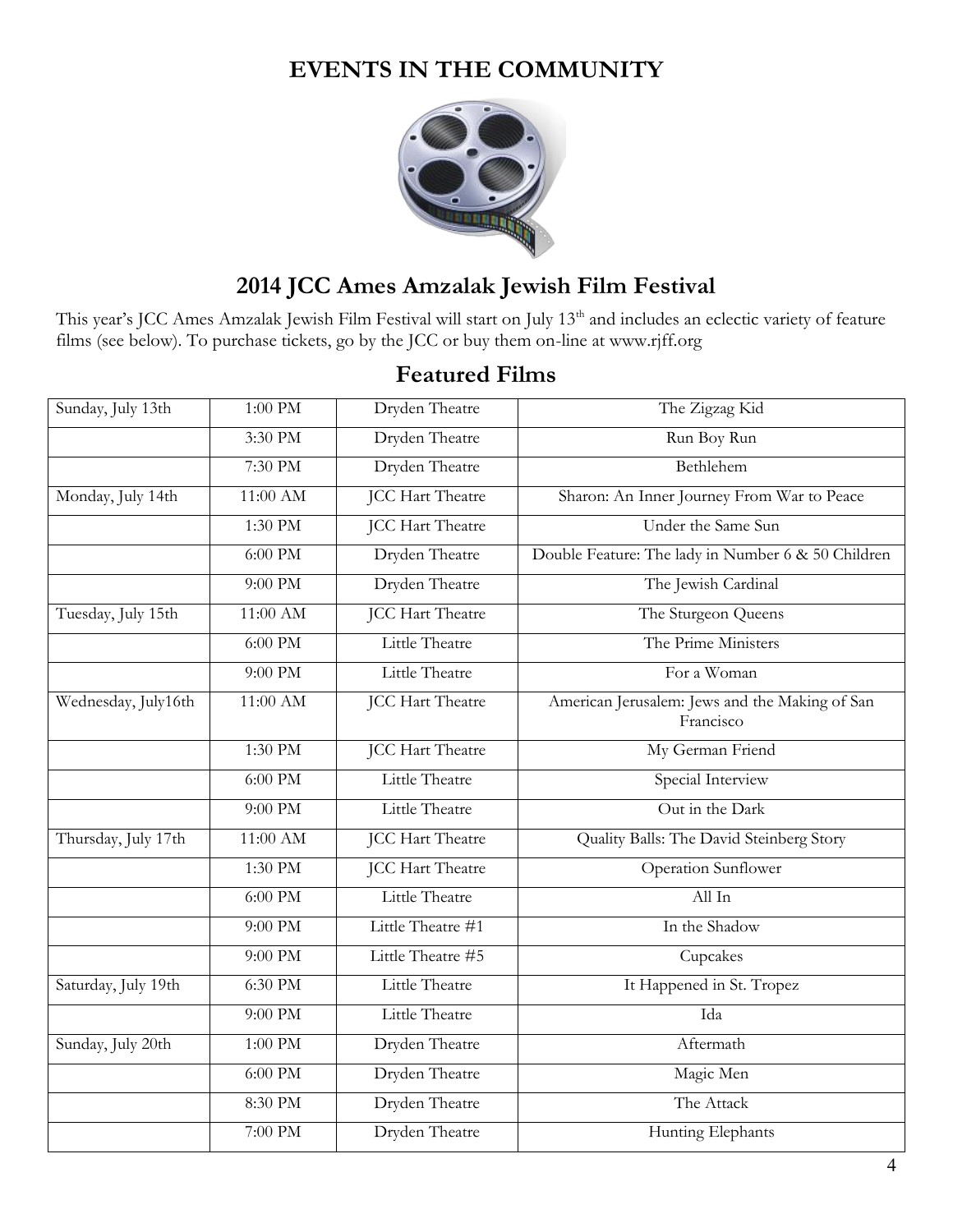# EVENTS IN THE COMMUNITY

## 2014 JCC Ames Amzalak Jewish Film Festival

This year's JCC Ames Amzalak Jewish Film Festival will start on July 13th and includes an eclectic variety of feature films (see below). To purchase tickets, go by the JCC or buy them on-line at www.rjff.org

### Featured Films

| | | | |
|---|---|---|---|
| Sunday, July 13th | 1:00 PM | Dryden Theatre | The Zigzag Kid |
| | 3:30 PM | Dryden Theatre | Run Boy Run |
| | 7:30 PM | Dryden Theatre | Bethlehem |
| Monday, July 14th | 11:00 AM | JCC Hart Theatre | Sharon: An Inner Journey From War to Peace |
| | 1:30 PM | JCC Hart Theatre | Under the Same Sun |
| | 6:00 PM | Dryden Theatre | Double Feature: The lady in Number 6 & 50 Children |
| | 9:00 PM | Dryden Theatre | The Jewish Cardinal |
| Tuesday, July 15th | 11:00 AM | JCC Hart Theatre | The Sturgeon Queens |
| | 6:00 PM | Little Theatre | The Prime Ministers |
| | 9:00 PM | Little Theatre | For a Woman |
| Wednesday, July16th | 11:00 AM | JCC Hart Theatre | American Jerusalem: Jews and the Making of San Francisco |
| | 1:30 PM | JCC Hart Theatre | My German Friend |
| | 6:00 PM | Little Theatre | Special Interview |
| | 9:00 PM | Little Theatre | Out in the Dark |
| Thursday, July 17th | 11:00 AM | JCC Hart Theatre | Quality Balls: The David Steinberg Story |
| | 1:30 PM | JCC Hart Theatre | Operation Sunflower |
| | 6:00 PM | Little Theatre | All In |
| | 9:00 PM | Little Theatre #1 | In the Shadow |
| | 9:00 PM | Little Theatre #5 | Cupcakes |
| Saturday, July 19th | 6:30 PM | Little Theatre | It Happened in St. Tropez |
| | 9:00 PM | Little Theatre | Ida |
| Sunday, July 20th | 1:00 PM | Dryden Theatre | Aftermath |
| | 6:00 PM | Dryden Theatre | Magic Men |
| | 8:30 PM | Dryden Theatre | The Attack |
| | 7:00 PM | Dryden Theatre | Hunting Elephants |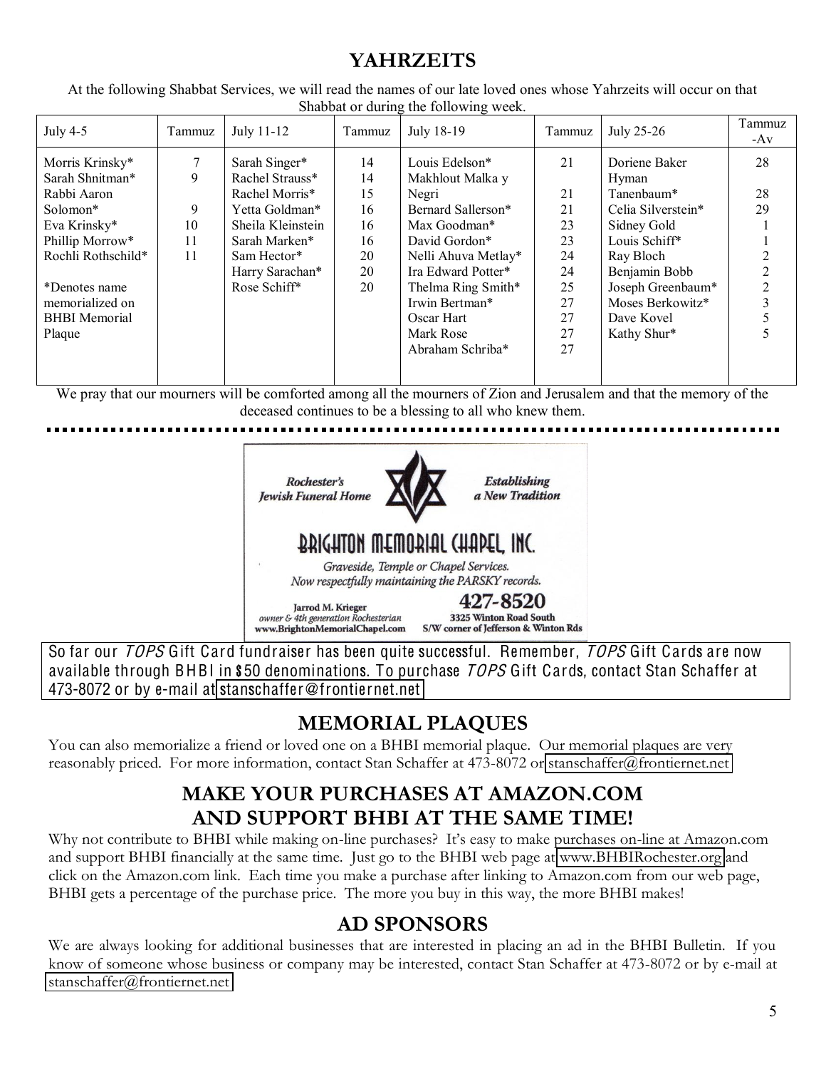# YAHRZEITS

At the following Shabbat Services, we will read the names of our late loved ones whose Yahrzeits will occur on that Shabbat or during the following week.

| July 4-5 | Tammuz | July 11-12 | Tammuz | July 18-19 | Tammuz | July 25-26 | Tammuz -Av |
|---|---|---|---|---|---|---|---|
| Morris Krinsky* | 7 | Sarah Singer* | 14 | Louis Edelson* | 21 | Doriene Baker | 28 |
| Sarah Shnitman* | 9 | Rachel Strauss* | 14 | Makhlout Malka y Negri | 21 | Hyman Tanenbaum* | 28 |
| Rabbi Aaron Solomon* | 9 | Rachel Morris* | 15 | Bernard Sallerson* | 21 | Celia Silverstein* | 29 |
| Eva Krinsky* | 10 | Yetta Goldman* | 16 | Max Goodman* | 23 | Sidney Gold | 1 |
| Phillip Morrow* | 11 | Sheila Kleinstein | 16 | David Gordon* | 23 | Louis Schiff* | 1 |
| Rochli Rothschild* | 11 | Sarah Marken* | 16 | Nelli Ahuva Metlay* | 24 | Ray Bloch | 2 |
| | | Sam Hector* | 20 | Ira Edward Potter* | 24 | Benjamin Bobb | 2 |
| *Denotes name memorialized on BHBI Memorial Plaque | | Harry Sarachan* | 20 | Thelma Ring Smith* | 25 | Joseph Greenbaum* | 2 |
| | | Rose Schiff* | 20 | Irwin Bertman* | 27 | Moses Berkowitz* | 3 |
| | | | | Oscar Hart | 27 | Dave Kovel | 5 |
| | | | | Mark Rose | 27 | Kathy Shur* | 5 |
| | | | | Abraham Schriba* | 27 | | |

We pray that our mourners will be comforted among all the mourners of Zion and Jerusalem and that the memory of the deceased continues to be a blessing to all who knew them.

*Rochester's Jewish Funeral Home* — *Establishing a New Tradition*

**BRIGHTON MEMORIAL CHAPEL, INC.**

*Graveside, Temple or Chapel Services.*
*Now respectfully maintaining the PARSKY records.*

Jarrod M. Krieger
*owner & 4th generation Rochesterian*
www.BrightonMemorialChapel.com

**427-8520**
3325 Winton Road South
S/W corner of Jefferson & Winton Rds

So far our *TOPS* Gift Card fundraiser has been quite successful. Remember, *TOPS* Gift Cards are now available through BHBI in $50 denominations. To purchase *TOPS* Gift Cards, contact Stan Schaffer at 473-8072 or by e-mail at stanschaffer@frontiernet.net

## MEMORIAL PLAQUES

You can also memorialize a friend or loved one on a BHBI memorial plaque. Our memorial plaques are very reasonably priced. For more information, contact Stan Schaffer at 473-8072 or stanschaffer@frontiernet.net

## MAKE YOUR PURCHASES AT AMAZON.COM AND SUPPORT BHBI AT THE SAME TIME!

Why not contribute to BHBI while making on-line purchases? It's easy to make purchases on-line at Amazon.com and support BHBI financially at the same time. Just go to the BHBI web page at www.BHBIRochester.org and click on the Amazon.com link. Each time you make a purchase after linking to Amazon.com from our web page, BHBI gets a percentage of the purchase price. The more you buy in this way, the more BHBI makes!

## AD SPONSORS

We are always looking for additional businesses that are interested in placing an ad in the BHBI Bulletin. If you know of someone whose business or company may be interested, contact Stan Schaffer at 473-8072 or by e-mail at stanschaffer@frontiernet.net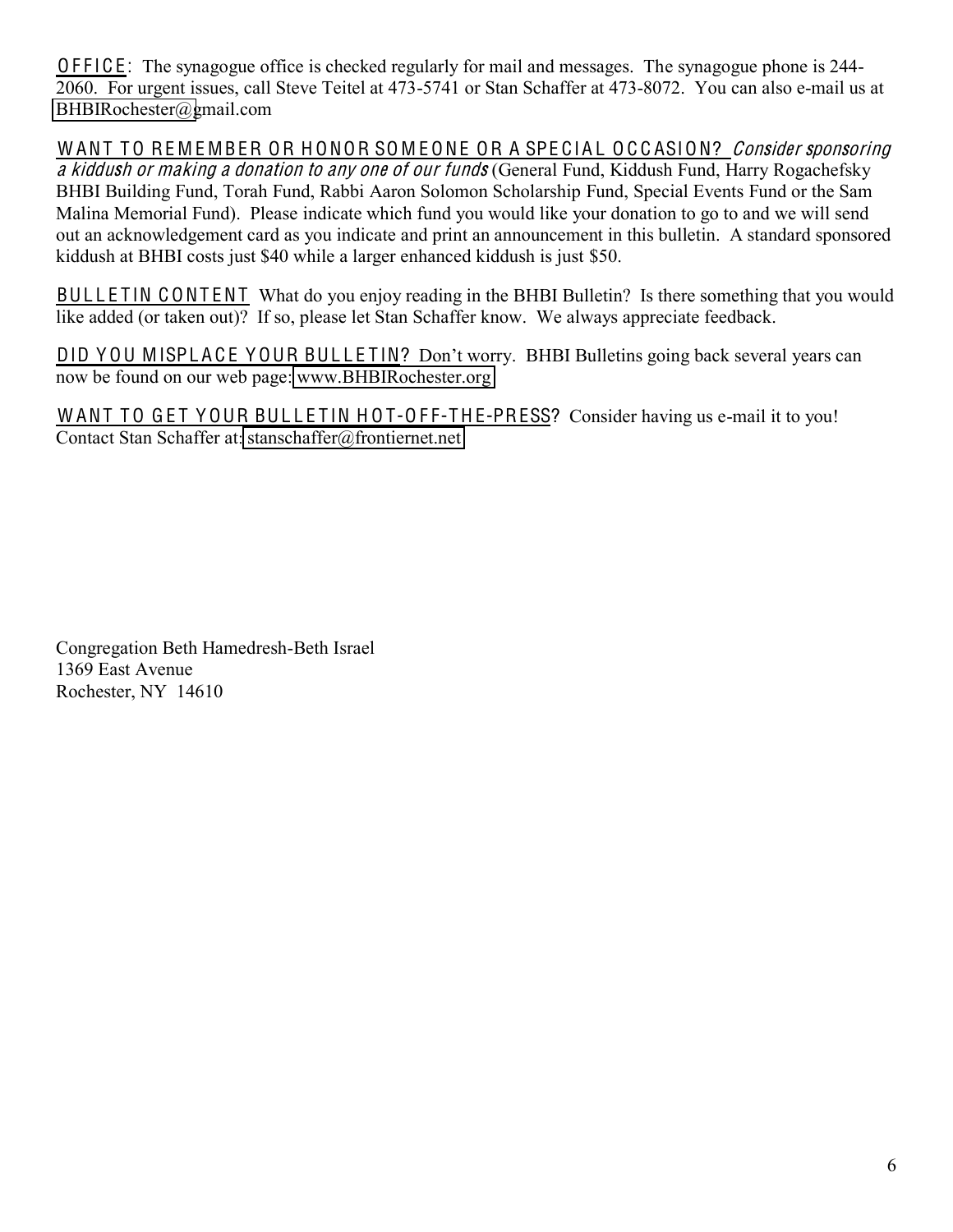OFFICE: The synagogue office is checked regularly for mail and messages. The synagogue phone is 244-2060. For urgent issues, call Steve Teitel at 473-5741 or Stan Schaffer at 473-8072. You can also e-mail us at BHBIRochester@gmail.com

WANT TO REMEMBER OR HONOR SOMEONE OR A SPECIAL OCCASION? *Consider sponsoring a kiddush or making a donation to any one of our funds* (General Fund, Kiddush Fund, Harry Rogachefsky BHBI Building Fund, Torah Fund, Rabbi Aaron Solomon Scholarship Fund, Special Events Fund or the Sam Malina Memorial Fund). Please indicate which fund you would like your donation to go to and we will send out an acknowledgement card as you indicate and print an announcement in this bulletin. A standard sponsored kiddush at BHBI costs just $40 while a larger enhanced kiddush is just $50.

BULLETIN CONTENT What do you enjoy reading in the BHBI Bulletin? Is there something that you would like added (or taken out)? If so, please let Stan Schaffer know. We always appreciate feedback.

DID YOU MISPLACE YOUR BULLETIN? Don't worry. BHBI Bulletins going back several years can now be found on our web page: www.BHBIRochester.org

WANT TO GET YOUR BULLETIN HOT-OFF-THE-PRESS? Consider having us e-mail it to you! Contact Stan Schaffer at: stanschaffer@frontiernet.net

Congregation Beth Hamedresh-Beth Israel
1369 East Avenue
Rochester, NY 14610